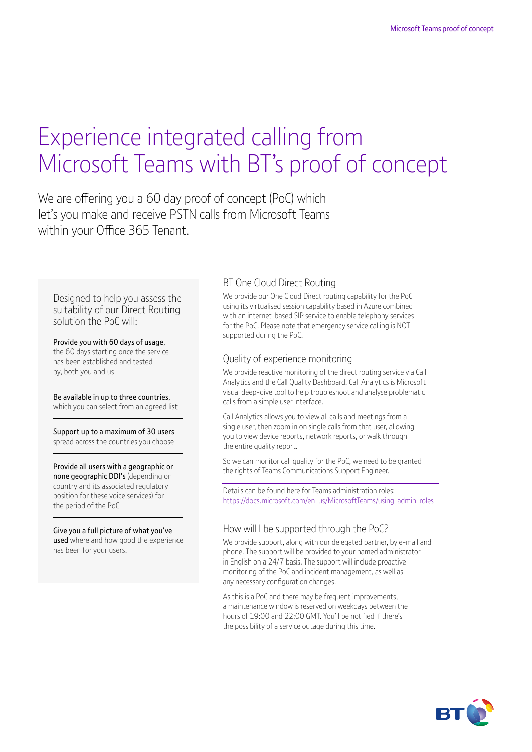# Experience integrated calling from Microsoft Teams with BT's proof of concept

We are offering you a 60 day proof of concept (PoC) which let's you make and receive PSTN calls from Microsoft Teams within your Office 365 Tenant.

Designed to help you assess the suitability of our Direct Routing solution the PoC will:

**Provide you with 60 days of usage**, the 60 days starting once the service has been established and tested by, both you and us

**Be available in up to three countries**, which you can select from an agreed list

**Support up to a maximum of 30 users** spread across the countries you choose

**Provide all users with a geographic or none geographic DDI's** (depending on country and its associated regulatory position for these voice services) for the period of the PoC

**Give you a full picture of what you've used** where and how good the experience has been for your users.

## BT One Cloud Direct Routing

We provide our One Cloud Direct routing capability for the PoC using its virtualised session capability based in Azure combined with an internet-based SIP service to enable telephony services for the PoC. Please note that emergency service calling is NOT supported during the PoC.

## Quality of experience monitoring

We provide reactive monitoring of the direct routing service via Call Analytics and the Call Quality Dashboard. Call Analytics is Microsoft visual deep-dive tool to help troubleshoot and analyse problematic calls from a simple user interface.

Call Analytics allows you to view all calls and meetings from a single user, then zoom in on single calls from that user, allowing you to view device reports, network reports, or walk through the entire quality report.

So we can monitor call quality for the PoC, we need to be granted the rights of Teams Communications Support Engineer.

Details can be found here for Teams administration roles:
https://docs.microsoft.com/en-us/MicrosoftTeams/using-admin-roles

## How will I be supported through the PoC?

We provide support, along with our delegated partner, by e-mail and phone. The support will be provided to your named administrator in English on a 24/7 basis. The support will include proactive monitoring of the PoC and incident management, as well as any necessary configuration changes.

As this is a PoC and there may be frequent improvements, a maintenance window is reserved on weekdays between the hours of 19:00 and 22:00 GMT. You'll be notified if there's the possibility of a service outage during this time.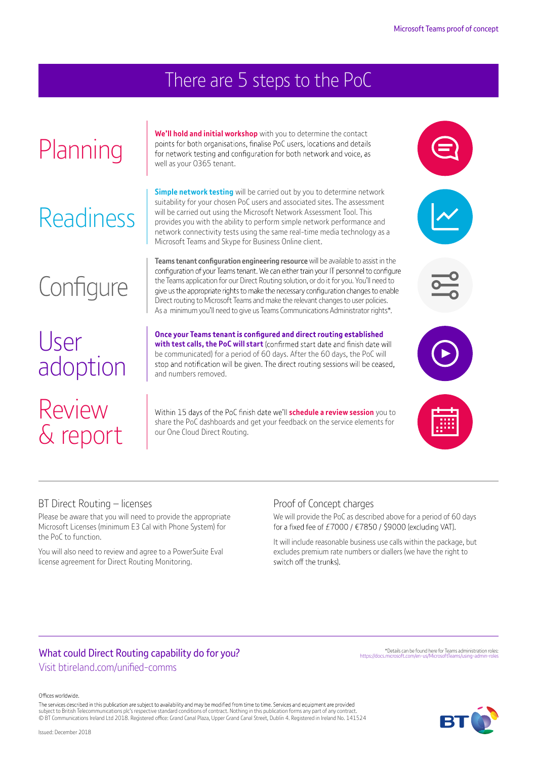# There are 5 steps to the PoC

## Planning

**We'll hold and initial workshop** with you to determine the contact points for both organisations, finalise PoC users, locations and details for network testing and configuration for both network and voice, as well as your O365 tenant.

## Readiness

**Simple network testing** will be carried out by you to determine network suitability for your chosen PoC users and associated sites. The assessment will be carried out using the Microsoft Network Assessment Tool. This provides you with the ability to perform simple network performance and network connectivity tests using the same real-time media technology as a Microsoft Teams and Skype for Business Online client.

## Configure

**Teams tenant configuration engineering resource** will be available to assist in the configuration of your Teams tenant. We can either train your IT personnel to configure the Teams application for our Direct Routing solution, or do it for you. You'll need to give us the appropriate rights to make the necessary configuration changes to enable Direct routing to Microsoft Teams and make the relevant changes to user policies. As a minimum you'll need to give us Teams Communications Administrator rights*.

## User adoption

**Once your Teams tenant is configured and direct routing established with test calls, the PoC will start** (confirmed start date and finish date will be communicated) for a period of 60 days. After the 60 days, the PoC will stop and notification will be given. The direct routing sessions will be ceased, and numbers removed.

## Review & report

Within 15 days of the PoC finish date we'll **schedule a review session** you to share the PoC dashboards and get your feedback on the service elements for our One Cloud Direct Routing.

---

### BT Direct Routing – licenses

Please be aware that you will need to provide the appropriate Microsoft Licenses (minimum E3 Cal with Phone System) for the PoC to function.

You will also need to review and agree to a PowerSuite Eval license agreement for Direct Routing Monitoring.

### Proof of Concept charges

We will provide the PoC as described above for a period of 60 days for a fixed fee of £7000 / €7850 / $9000 (excluding VAT).

It will include reasonable business use calls within the package, but excludes premium rate numbers or diallers (we have the right to switch off the trunks).

---

**What could Direct Routing capability do for you?**
Visit btireland.com/unified-comms

*Details can be found here for Teams administration roles: https://docs.microsoft.com/en-us/MicrosoftTeams/using-admin-roles

Offices worldwide.

The services cescribed in this publication are subject to availability and may be modified from time to time. Services and equipment are provided subject to British Telecommunications plc's respective standard conditions of contract. Nothing in this publication forms any part of any contract.
© BT Communications Ireland Ltd 2018. Registered office: Grand Canal Plaza, Upper Grand Canal Street, Dublin 4. Registered in Ireland No. 141524

Issued: December 2018